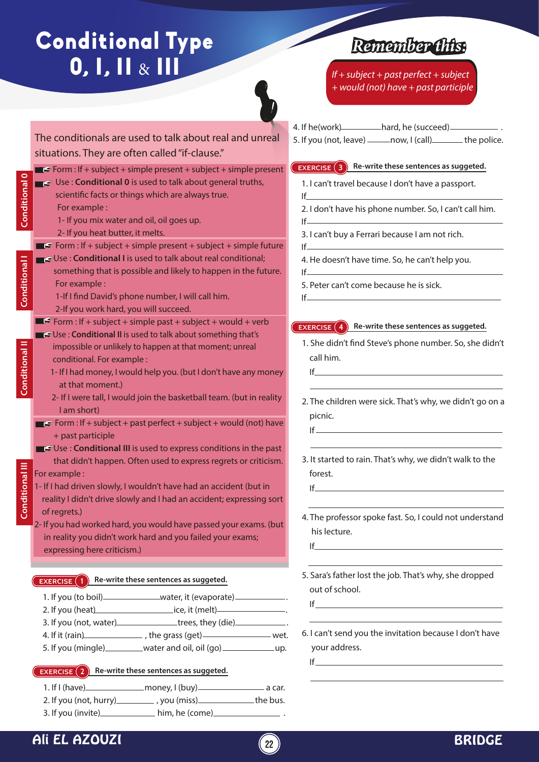# Conditional Type 0, I, II & III

The conditionals are used to talk about real and unreal situations. They are often called "if-clause."

### Conditional 0

- Form : If + subject + simple present + subject + simple present
- Use : **Conditional 0** is used to talk about general truths, scientific facts or things which are always true.
  For example :
  1- If you mix water and oil, oil goes up.
  2- If you heat butter, it melts.

### Conditional I

- Form : If + subject + simple present + subject + simple future
- Use : **Conditional I** is used to talk about real conditional; something that is possible and likely to happen in the future.
  For example :
  1-If I find David's phone number, I will call him.
  2-If you work hard, you will succeed.

### Conditional II

- Form : If + subject + simple past + subject + would + verb
- Use : **Conditional II** is used to talk about something that's impossible or unlikely to happen at that moment; unreal conditional. For example :
  1- If I had money, I would help you. (but I don't have any money at that moment.)
  2- If I were tall, I would join the basketball team. (but in reality I am short)

### Conditional III

- Form : If + subject + past perfect + subject + would (not) have + past participle
- Use : **Conditional III** is used to express conditions in the past that didn't happen. Often used to express regrets or criticism.

For example :
1- If I had driven slowly, I wouldn't have had an accident (but in reality I didn't drive slowly and I had an accident; expressing sort of regrets.)
2- If you had worked hard, you would have passed your exams. (but in reality you didn't work hard and you failed your exams; expressing here criticism.)

**EXERCISE 1** Re-write these sentences as suggested.

1. If you (to boil)__________water, it (evaporate)__________.
2. If you (heat)__________ice, it (melt)__________.
3. If you (not, water)__________trees, they (die)__________.
4. If it (rain)__________ , the grass (get)__________ wet.
5. If you (mingle)__________water and oil, oil (go)__________up.

**EXERCISE 2** Re-write these sentences as suggested.

1. If I (have)__________money, I (buy)__________ a car.
2. If you (not, hurry)__________ , you (miss)__________the bus.
3. If you (invite)__________ him, he (come)__________ .

## Remember this:

*If + subject + past perfect + subject + would (not) have + past participle*

4. If he(work)__________hard, he (succeed)__________ .
5. If you (not, leave) __________now, I (call)__________ the police.

**EXERCISE 3** Re-write these sentences as suggested.

1. I can't travel because I don't have a passport.
If__________
2. I don't have his phone number. So, I can't call him.
If__________
3. I can't buy a Ferrari because I am not rich.
If__________
4. He doesn't have time. So, he can't help you.
If__________
5. Peter can't come because he is sick.
If__________

**EXERCISE 4** Re-write these sentences as suggested.

1. She didn't find Steve's phone number. So, she didn't call him.
If__________
__________
2. The children were sick. That's why, we didn't go on a picnic.
If__________
__________
3. It started to rain. That's why, we didn't walk to the forest.
If__________
__________
4. The professor spoke fast. So, I could not understand his lecture.
If__________
__________
5. Sara's father lost the job. That's why, she dropped out of school.
If__________
__________
6. I can't send you the invitation because I don't have your address.
If__________
__________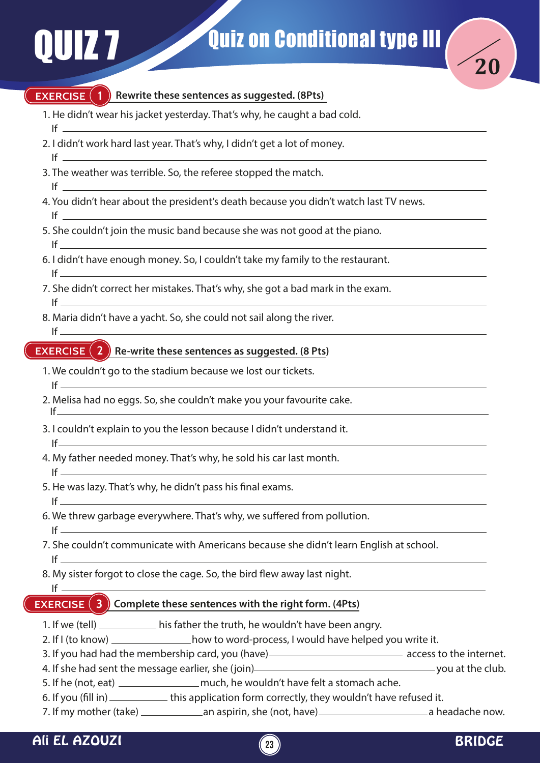# QUIZ 7

## Quiz on Conditional type III

/20

### EXERCISE 1 Rewrite these sentences as suggested. (8Pts)

1. He didn't wear his jacket yesterday. That's why, he caught a bad cold.
   If ______________________________________________
2. I didn't work hard last year. That's why, I didn't get a lot of money.
   If ______________________________________________
3. The weather was terrible. So, the referee stopped the match.
   If ______________________________________________
4. You didn't hear about the president's death because you didn't watch last TV news.
   If ______________________________________________
5. She couldn't join the music band because she was not good at the piano.
   If ______________________________________________
6. I didn't have enough money. So, I couldn't take my family to the restaurant.
   If ______________________________________________
7. She didn't correct her mistakes. That's why, she got a bad mark in the exam.
   If ______________________________________________
8. Maria didn't have a yacht. So, she could not sail along the river.
   If ______________________________________________

### EXERCISE 2 Re-write these sentences as suggested. (8 Pts)

1. We couldn't go to the stadium because we lost our tickets.
   If ______________________________________________
2. Melisa had no eggs. So, she couldn't make you your favourite cake.
   If ______________________________________________
3. I couldn't explain to you the lesson because I didn't understand it.
   If ______________________________________________
4. My father needed money. That's why, he sold his car last month.
   If ______________________________________________
5. He was lazy. That's why, he didn't pass his final exams.
   If ______________________________________________
6. We threw garbage everywhere. That's why, we suffered from pollution.
   If ______________________________________________
7. She couldn't communicate with Americans because she didn't learn English at school.
   If ______________________________________________
8. My sister forgot to close the cage. So, the bird flew away last night.
   If ______________________________________________

### EXERCISE 3 Complete these sentences with the right form. (4Pts)

1. If we (tell) ____________ his father the truth, he wouldn't have been angry.
2. If I (to know) ________________ how to word-process, I would have helped you write it.
3. If you had had the membership card, you (have) ____________________ access to the internet.
4. If she had sent the message earlier, she (join) ____________________ you at the club.
5. If he (not, eat) ________________ much, he wouldn't have felt a stomach ache.
6. If you (fill in) ____________ this application form correctly, they wouldn't have refused it.
7. If my mother (take) ____________ an aspirin, she (not, have) ________________ a headache now.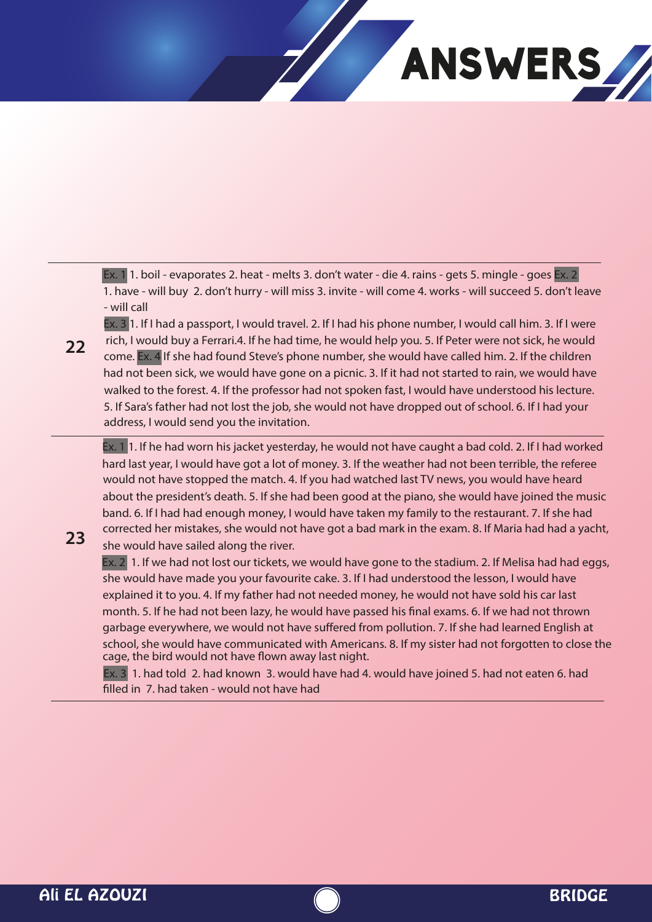# ANSWERS

**22**

Ex. 1 1. boil - evaporates 2. heat - melts 3. don't water - die 4. rains - gets 5. mingle - goes Ex. 2 1. have - will buy 2. don't hurry - will miss 3. invite - will come 4. works - will succeed 5. don't leave - will call

Ex. 3 1. If I had a passport, I would travel. 2. If I had his phone number, I would call him. 3. If I were rich, I would buy a Ferrari.4. If he had time, he would help you. 5. If Peter were not sick, he would come. Ex. 4 If she had found Steve's phone number, she would have called him. 2. If the children had not been sick, we would have gone on a picnic. 3. If it had not started to rain, we would have walked to the forest. 4. If the professor had not spoken fast, I would have understood his lecture. 5. If Sara's father had not lost the job, she would not have dropped out of school. 6. If I had your address, I would send you the invitation.

**23**

Ex. 1 1. If he had worn his jacket yesterday, he would not have caught a bad cold. 2. If I had worked hard last year, I would have got a lot of money. 3. If the weather had not been terrible, the referee would not have stopped the match. 4. If you had watched last TV news, you would have heard about the president's death. 5. If she had been good at the piano, she would have joined the music band. 6. If I had had enough money, I would have taken my family to the restaurant. 7. If she had corrected her mistakes, she would not have got a bad mark in the exam. 8. If Maria had had a yacht, she would have sailed along the river.

Ex. 2 1. If we had not lost our tickets, we would have gone to the stadium. 2. If Melisa had had eggs, she would have made you your favourite cake. 3. If I had understood the lesson, I would have explained it to you. 4. If my father had not needed money, he would not have sold his car last month. 5. If he had not been lazy, he would have passed his final exams. 6. If we had not thrown garbage everywhere, we would not have suffered from pollution. 7. If she had learned English at school, she would have communicated with Americans. 8. If my sister had not forgotten to close the cage, the bird would not have flown away last night.

Ex. 3 1. had told 2. had known 3. would have had 4. would have joined 5. had not eaten 6. had filled in 7. had taken - would not have had

Ali EL AZOUZI BRIDGE